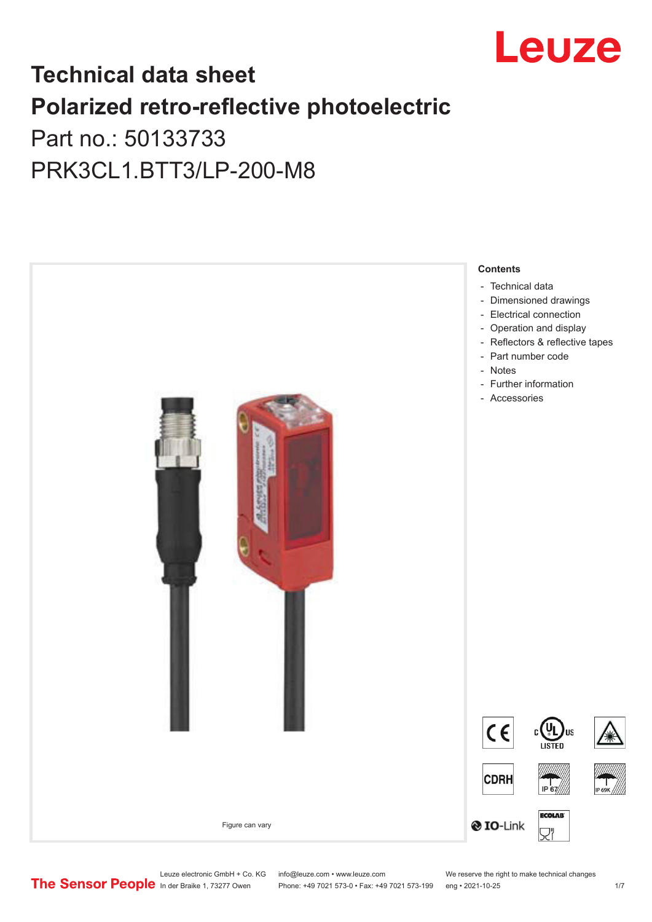# Technical data sheet

## Polarized retro-reflective photoelectric

Part no.: 50133733

PRK3CL1.BTT3/LP-200-M8

Figure can vary

**Contents**

- Technical data
- Dimensioned drawings
- Electrical connection
- Operation and display
- Reflectors & reflective tapes
- Part number code
- Notes
- Further information
- Accessories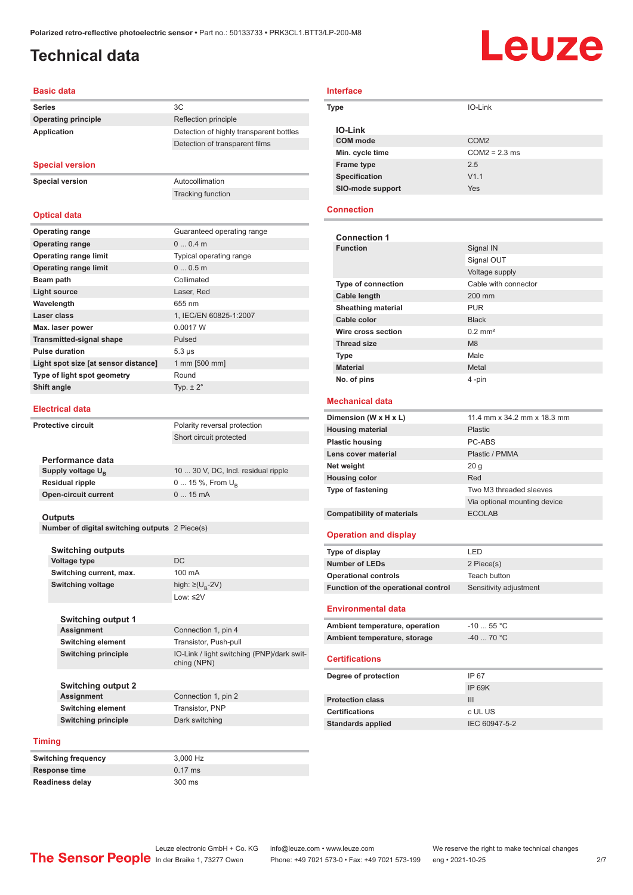# Technical data

## Basic data

| | |
|---|---|
| Series | 3C |
| Operating principle | Reflection principle |
| Application | Detection of highly transparent bottles |
| | Detection of transparent films |

## Special version

| | |
|---|---|
| Special version | Autocollimation |
| | Tracking function |

## Optical data

| | |
|---|---|
| Operating range | Guaranteed operating range |
| Operating range | 0 ... 0.4 m |
| Operating range limit | Typical operating range |
| Operating range limit | 0 ... 0.5 m |
| Beam path | Collimated |
| Light source | Laser, Red |
| Wavelength | 655 nm |
| Laser class | 1, IEC/EN 60825-1:2007 |
| Max. laser power | 0.0017 W |
| Transmitted-signal shape | Pulsed |
| Pulse duration | 5.3 µs |
| Light spot size [at sensor distance] | 1 mm [500 mm] |
| Type of light spot geometry | Round |
| Shift angle | Typ. ± 2° |

## Electrical data

| | |
|---|---|
| Protective circuit | Polarity reversal protection |
| | Short circuit protected |

### Performance data

| | |
|---|---|
| Supply voltage $U_B$ | 10 ... 30 V, DC, Incl. residual ripple |
| Residual ripple | 0 ... 15 %, From $U_B$ |
| Open-circuit current | 0 ... 15 mA |

### Outputs

| | |
|---|---|
| Number of digital switching outputs | 2 Piece(s) |

### Switching outputs

| | |
|---|---|
| Voltage type | DC |
| Switching current, max. | 100 mA |
| Switching voltage | high: ≥($U_B$-2V) |
| | Low: ≤2V |

### Switching output 1

| | |
|---|---|
| Assignment | Connection 1, pin 4 |
| Switching element | Transistor, Push-pull |
| Switching principle | IO-Link / light switching (PNP)/dark switching (NPN) |

### Switching output 2

| | |
|---|---|
| Assignment | Connection 1, pin 2 |
| Switching element | Transistor, PNP |
| Switching principle | Dark switching |

## Timing

| | |
|---|---|
| Switching frequency | 3,000 Hz |
| Response time | 0.17 ms |
| Readiness delay | 300 ms |

## Interface

| | |
|---|---|
| Type | IO-Link |

### IO-Link

| | |
|---|---|
| COM mode | COM2 |
| Min. cycle time | COM2 = 2.3 ms |
| Frame type | 2.5 |
| Specification | V1.1 |
| SIO-mode support | Yes |

## Connection

### Connection 1

| | |
|---|---|
| Function | Signal IN |
| | Signal OUT |
| | Voltage supply |
| Type of connection | Cable with connector |
| Cable length | 200 mm |
| Sheathing material | PUR |
| Cable color | Black |
| Wire cross section | 0.2 mm² |
| Thread size | M8 |
| Type | Male |
| Material | Metal |
| No. of pins | 4 -pin |

## Mechanical data

| | |
|---|---|
| Dimension (W x H x L) | 11.4 mm x 34.2 mm x 18.3 mm |
| Housing material | Plastic |
| Plastic housing | PC-ABS |
| Lens cover material | Plastic / PMMA |
| Net weight | 20 g |
| Housing color | Red |
| Type of fastening | Two M3 threaded sleeves |
| | Via optional mounting device |
| Compatibility of materials | ECOLAB |

## Operation and display

| | |
|---|---|
| Type of display | LED |
| Number of LEDs | 2 Piece(s) |
| Operational controls | Teach button |
| Function of the operational control | Sensitivity adjustment |

## Environmental data

| | |
|---|---|
| Ambient temperature, operation | -10 ... 55 °C |
| Ambient temperature, storage | -40 ... 70 °C |

## Certifications

| | |
|---|---|
| Degree of protection | IP 67 |
| | IP 69K |
| Protection class | III |
| Certifications | c UL US |
| Standards applied | IEC 60947-5-2 |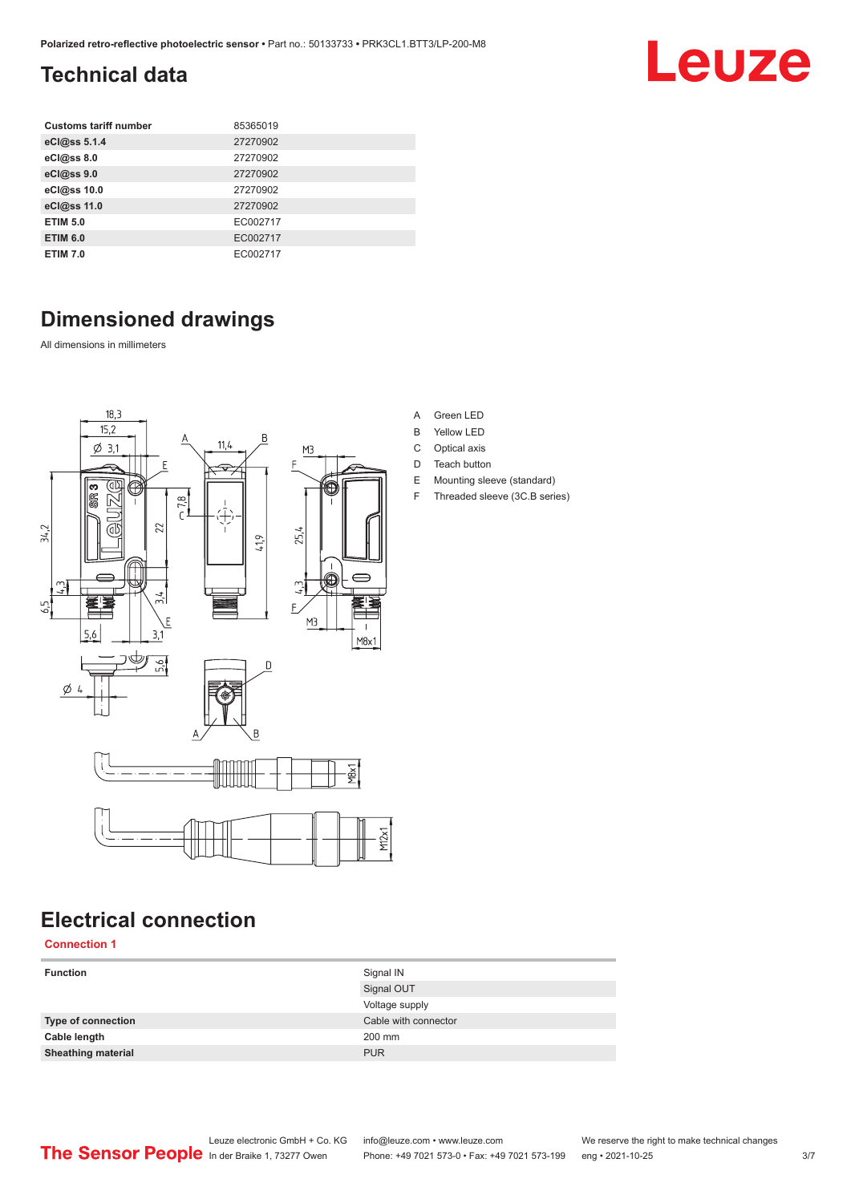## Technical data

| | |
|---|---|
| **Customs tariff number** | 85365019 |
| **eCl@ss 5.1.4** | 27270902 |
| **eCl@ss 8.0** | 27270902 |
| **eCl@ss 9.0** | 27270902 |
| **eCl@ss 10.0** | 27270902 |
| **eCl@ss 11.0** | 27270902 |
| **ETIM 5.0** | EC002717 |
| **ETIM 6.0** | EC002717 |
| **ETIM 7.0** | EC002717 |

## Dimensioned drawings

All dimensions in millimeters

A Green LED
B Yellow LED
C Optical axis
D Teach button
E Mounting sleeve (standard)
F Threaded sleeve (3C.B series)

## Electrical connection

### Connection 1

| | |
|---|---|
| **Function** | Signal IN |
| | Signal OUT |
| | Voltage supply |
| **Type of connection** | Cable with connector |
| **Cable length** | 200 mm |
| **Sheathing material** | PUR |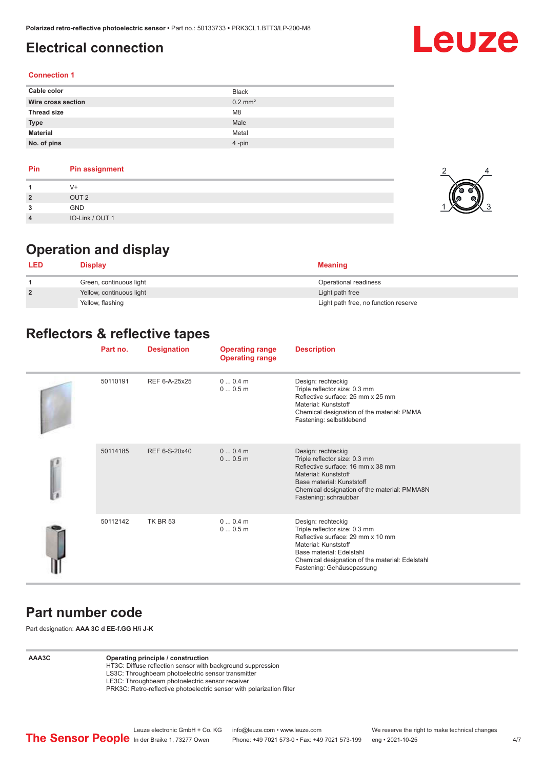# Electrical connection

## Connection 1

| | |
|---|---|
| **Cable color** | Black |
| **Wire cross section** | 0.2 mm² |
| **Thread size** | M8 |
| **Type** | Male |
| **Material** | Metal |
| **No. of pins** | 4 -pin |

| Pin | Pin assignment |
|---|---|
| **1** | V+ |
| **2** | OUT 2 |
| **3** | GND |
| **4** | IO-Link / OUT 1 |

# Operation and display

| LED | Display | Meaning |
|---|---|---|
| **1** | Green, continuous light | Operational readiness |
| **2** | Yellow, continuous light | Light path free |
| | Yellow, flashing | Light path free, no function reserve |

# Reflectors & reflective tapes

| Part no. | Designation | Operating range<br>Operating range | Description |
|---|---|---|---|
| 50110191 | REF 6-A-25x25 | 0 ... 0.4 m<br>0 ... 0.5 m | Design: rechteckig<br>Triple reflector size: 0.3 mm<br>Reflective surface: 25 mm x 25 mm<br>Material: Kunststoff<br>Chemical designation of the material: PMMA<br>Fastening: selbstklebend |
| 50114185 | REF 6-S-20x40 | 0 ... 0.4 m<br>0 ... 0.5 m | Design: rechteckig<br>Triple reflector size: 0.3 mm<br>Reflective surface: 16 mm x 38 mm<br>Material: Kunststoff<br>Base material: Kunststoff<br>Chemical designation of the material: PMMA8N<br>Fastening: schraubbar |
| 50112142 | TK BR 53 | 0 ... 0.4 m<br>0 ... 0.5 m | Design: rechteckig<br>Triple reflector size: 0.3 mm<br>Reflective surface: 29 mm x 10 mm<br>Material: Kunststoff<br>Base material: Edelstahl<br>Chemical designation of the material: Edelstahl<br>Fastening: Gehäusepassung |

# Part number code

Part designation: **AAA 3C d EE-f.GG H/i J-K**

| | |
|---|---|
| **AAA3C** | **Operating principle / construction**<br>HT3C: Diffuse reflection sensor with background suppression<br>LS3C: Throughbeam photoelectric sensor transmitter<br>LE3C: Throughbeam photoelectric sensor receiver<br>PRK3C: Retro-reflective photoelectric sensor with polarization filter |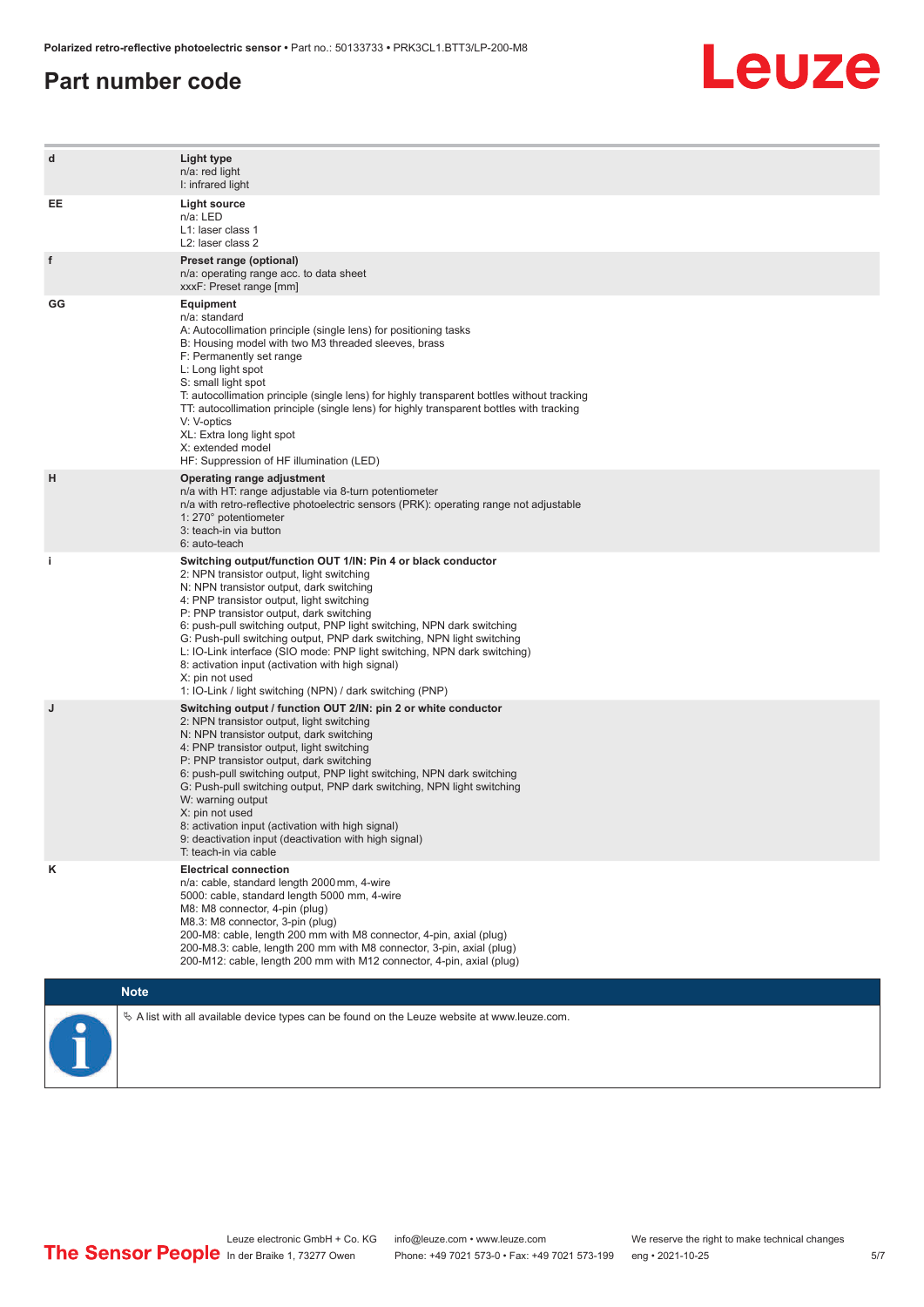# Part number code

| | |
|---|---|
| d | **Light type**<br>n/a: red light<br>I: infrared light |
| EE | **Light source**<br>n/a: LED<br>L1: laser class 1<br>L2: laser class 2 |
| f | **Preset range (optional)**<br>n/a: operating range acc. to data sheet<br>xxxF: Preset range [mm] |
| GG | **Equipment**<br>n/a: standard<br>A: Autocollimation principle (single lens) for positioning tasks<br>B: Housing model with two M3 threaded sleeves, brass<br>F: Permanently set range<br>L: Long light spot<br>S: small light spot<br>T: autocollimation principle (single lens) for highly transparent bottles without tracking<br>TT: autocollimation principle (single lens) for highly transparent bottles with tracking<br>V: V-optics<br>XL: Extra long light spot<br>X: extended model<br>HF: Suppression of HF illumination (LED) |
| H | **Operating range adjustment**<br>n/a with HT: range adjustable via 8-turn potentiometer<br>n/a with retro-reflective photoelectric sensors (PRK): operating range not adjustable<br>1: 270° potentiometer<br>3: teach-in via button<br>6: auto-teach |
| i | **Switching output/function OUT 1/IN: Pin 4 or black conductor**<br>2: NPN transistor output, light switching<br>N: NPN transistor output, dark switching<br>4: PNP transistor output, light switching<br>P: PNP transistor output, dark switching<br>6: push-pull switching output, PNP light switching, NPN dark switching<br>G: Push-pull switching output, PNP dark switching, NPN light switching<br>L: IO-Link interface (SIO mode: PNP light switching, NPN dark switching)<br>8: activation input (activation with high signal)<br>X: pin not used<br>1: IO-Link / light switching (NPN) / dark switching (PNP) |
| J | **Switching output / function OUT 2/IN: pin 2 or white conductor**<br>2: NPN transistor output, light switching<br>N: NPN transistor output, dark switching<br>4: PNP transistor output, light switching<br>P: PNP transistor output, dark switching<br>6: push-pull switching output, PNP light switching, NPN dark switching<br>G: Push-pull switching output, PNP dark switching, NPN light switching<br>W: warning output<br>X: pin not used<br>8: activation input (activation with high signal)<br>9: deactivation input (deactivation with high signal)<br>T: teach-in via cable |
| K | **Electrical connection**<br>n/a: cable, standard length 2000 mm, 4-wire<br>5000: cable, standard length 5000 mm, 4-wire<br>M8: M8 connector, 4-pin (plug)<br>M8.3: M8 connector, 3-pin (plug)<br>200-M8: cable, length 200 mm with M8 connector, 4-pin, axial (plug)<br>200-M8.3: cable, length 200 mm with M8 connector, 3-pin, axial (plug)<br>200-M12: cable, length 200 mm with M12 connector, 4-pin, axial (plug) |

**Note**

↳ A list with all available device types can be found on the Leuze website at www.leuze.com.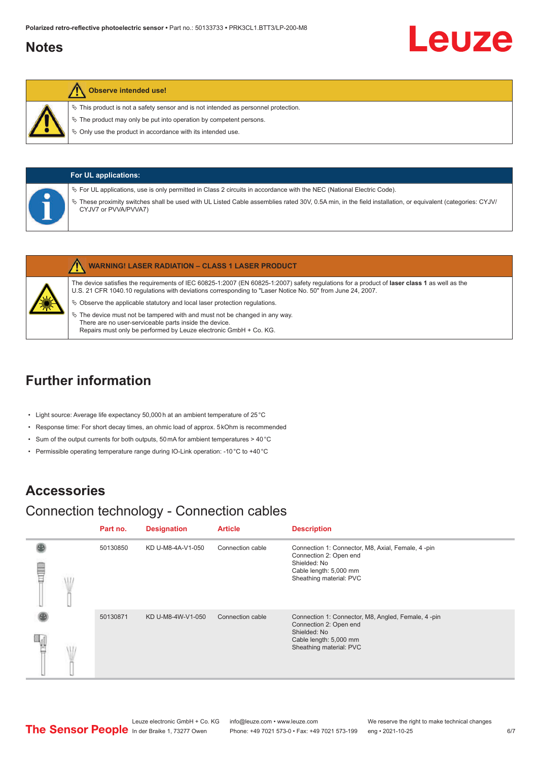# Notes

**Observe intended use!**

- ↪ This product is not a safety sensor and is not intended as personnel protection.
- ↪ The product may only be put into operation by competent persons.
- ↪ Only use the product in accordance with its intended use.

**For UL applications:**

- ↪ For UL applications, use is only permitted in Class 2 circuits in accordance with the NEC (National Electric Code).
- ↪ These proximity switches shall be used with UL Listed Cable assemblies rated 30V, 0.5A min, in the field installation, or equivalent (categories: CYJV/CYJV7 or PVVA/PVVA7)

**WARNING! LASER RADIATION – CLASS 1 LASER PRODUCT**

The device satisfies the requirements of IEC 60825-1:2007 (EN 60825-1:2007) safety regulations for a product of **laser class 1** as well as the U.S. 21 CFR 1040.10 regulations with deviations corresponding to "Laser Notice No. 50" from June 24, 2007.

- ↪ Observe the applicable statutory and local laser protection regulations.
- ↪ The device must not be tampered with and must not be changed in any way.
  There are no user-serviceable parts inside the device.
  Repairs must only be performed by Leuze electronic GmbH + Co. KG.

# Further information

- Light source: Average life expectancy 50,000 h at an ambient temperature of 25 °C
- Response time: For short decay times, an ohmic load of approx. 5 kOhm is recommended
- Sum of the output currents for both outputs, 50 mA for ambient temperatures > 40 °C
- Permissible operating temperature range during IO-Link operation: -10 °C to +40 °C

# Accessories

## Connection technology - Connection cables

| | Part no. | Designation | Article | Description |
|---|---|---|---|---|
| | 50130850 | KD U-M8-4A-V1-050 | Connection cable | Connection 1: Connector, M8, Axial, Female, 4 -pin<br>Connection 2: Open end<br>Shielded: No<br>Cable length: 5,000 mm<br>Sheathing material: PVC |
| | 50130871 | KD U-M8-4W-V1-050 | Connection cable | Connection 1: Connector, M8, Angled, Female, 4 -pin<br>Connection 2: Open end<br>Shielded: No<br>Cable length: 5,000 mm<br>Sheathing material: PVC |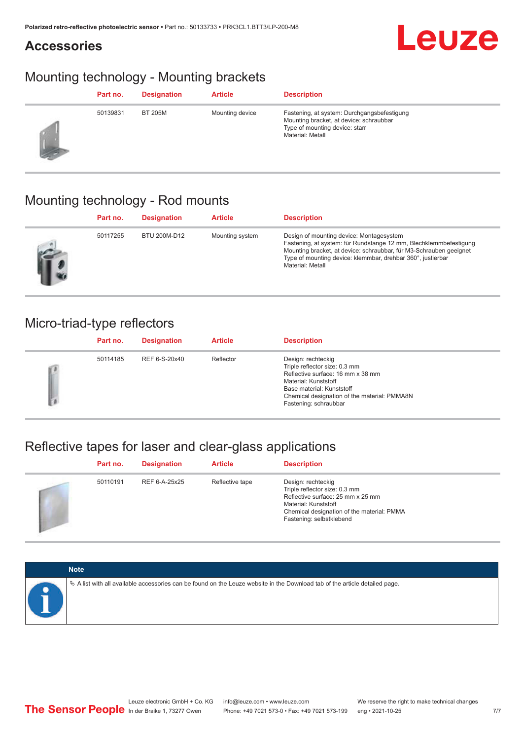## Accessories

### Mounting technology - Mounting brackets

| Part no. | Designation | Article | Description |
|---|---|---|---|
| 50139831 | BT 205M | Mounting device | Fastening, at system: Durchgangsbefestigung<br>Mounting bracket, at device: schraubbar<br>Type of mounting device: starr<br>Material: Metall |

### Mounting technology - Rod mounts

| Part no. | Designation | Article | Description |
|---|---|---|---|
| 50117255 | BTU 200M-D12 | Mounting system | Design of mounting device: Montagesystem<br>Fastening, at system: für Rundstange 12 mm, Blechklemmbefestigung<br>Mounting bracket, at device: schraubbar, für M3-Schrauben geeignet<br>Type of mounting device: klemmbar, drehbar 360°, justierbar<br>Material: Metall |

### Micro-triad-type reflectors

| Part no. | Designation | Article | Description |
|---|---|---|---|
| 50114185 | REF 6-S-20x40 | Reflector | Design: rechteckig<br>Triple reflector size: 0.3 mm<br>Reflective surface: 16 mm x 38 mm<br>Material: Kunststoff<br>Base material: Kunststoff<br>Chemical designation of the material: PMMA8N<br>Fastening: schraubbar |

### Reflective tapes for laser and clear-glass applications

| Part no. | Designation | Article | Description |
|---|---|---|---|
| 50110191 | REF 6-A-25x25 | Reflective tape | Design: rechteckig<br>Triple reflector size: 0.3 mm<br>Reflective surface: 25 mm x 25 mm<br>Material: Kunststoff<br>Chemical designation of the material: PMMA<br>Fastening: selbstklebend |

**Note**

↳ A list with all available accessories can be found on the Leuze website in the Download tab of the article detailed page.